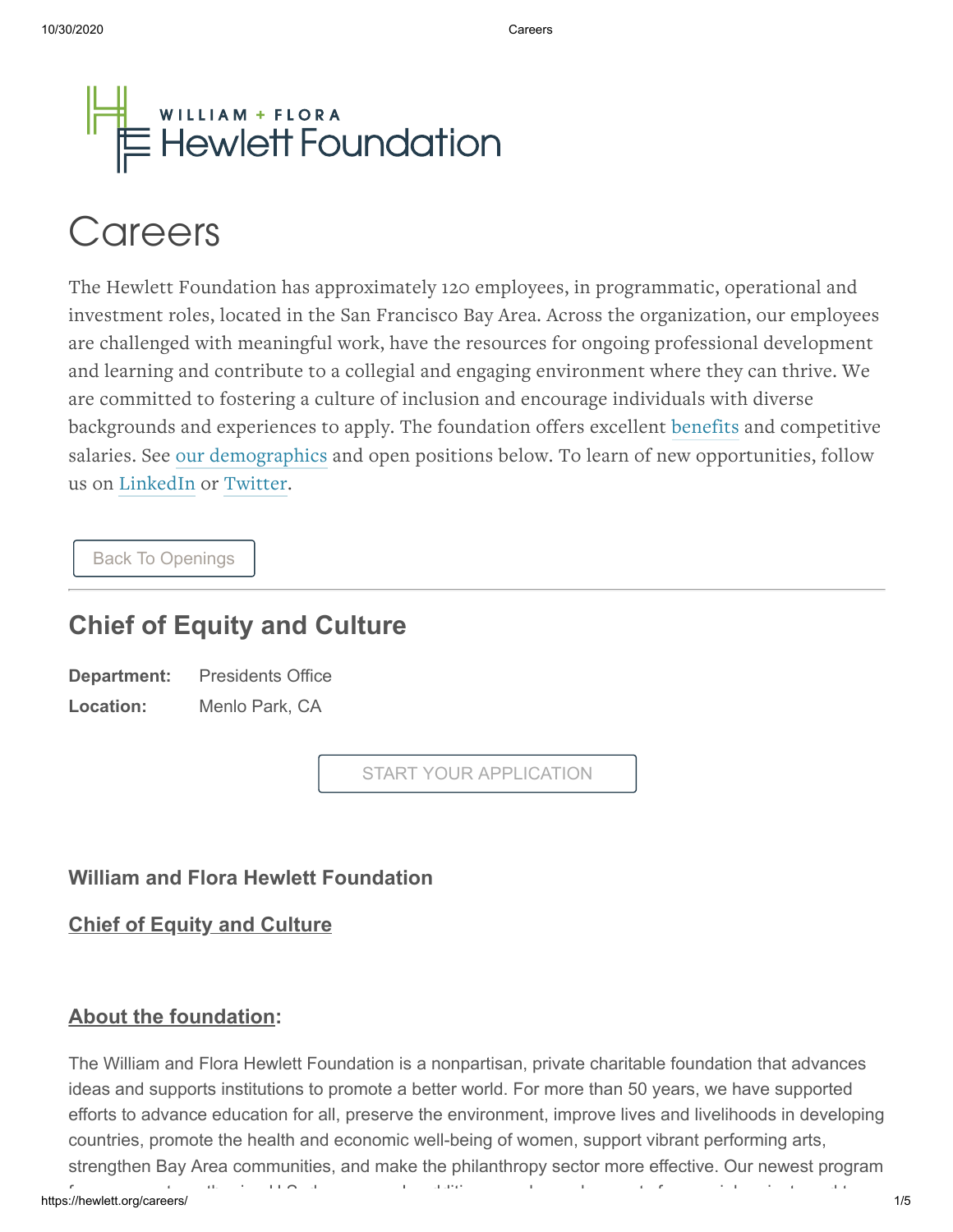# Careers

The Hewlett Foundation has approximately 120 employees, in programmatic, operational and investment roles, located in the San Francisco Bay Area. Across the organization, our employees are challenged with meaningful work, have the resources for ongoing professional development and learning and contribute to a collegial and engaging environment where they can thrive. We are committed to fostering a culture of inclusion and encourage individuals with diverse backgrounds and experiences to apply. The foundation offers excellent benefits and competitive salaries. See our demographics and open positions below. To learn of new opportunities, follow us on LinkedIn or Twitter.

Back To Openings

## Chief of Equity and Culture

**Department:** Presidents Office

**Location:** Menlo Park, CA

START YOUR APPLICATION

**William and Flora Hewlett Foundation**

**Chief of Equity and Culture**

**About the foundation:**

The William and Flora Hewlett Foundation is a nonpartisan, private charitable foundation that advances ideas and supports institutions to promote a better world. For more than 50 years, we have supported efforts to advance education for all, preserve the environment, improve lives and livelihoods in developing countries, promote the health and economic well-being of women, support vibrant performing arts, strengthen Bay Area communities, and make the philanthropy sector more effective. Our newest program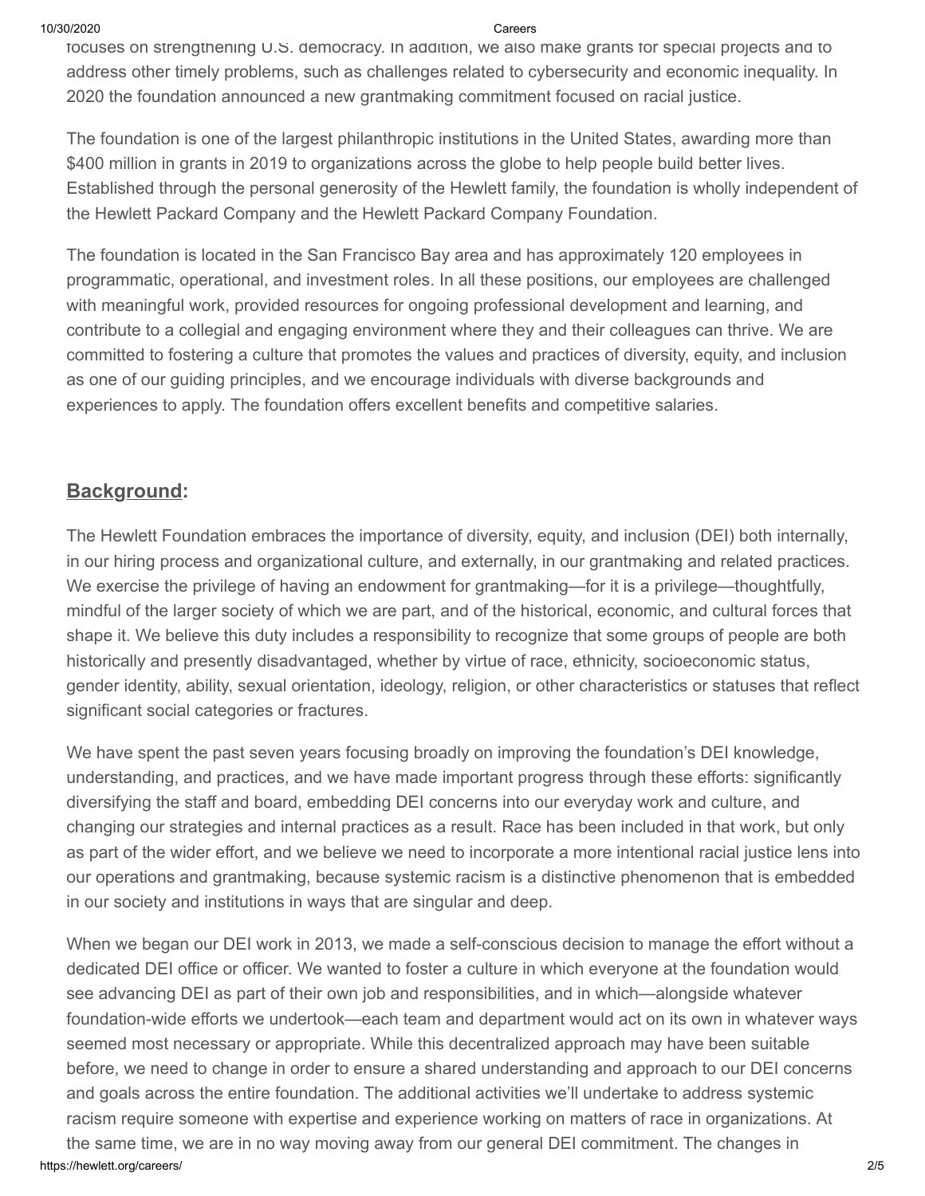focuses on strengthening U.S. democracy. In addition, we also make grants for special projects and to address other timely problems, such as challenges related to cybersecurity and economic inequality. In 2020 the foundation announced a new grantmaking commitment focused on racial justice.

The foundation is one of the largest philanthropic institutions in the United States, awarding more than $400 million in grants in 2019 to organizations across the globe to help people build better lives. Established through the personal generosity of the Hewlett family, the foundation is wholly independent of the Hewlett Packard Company and the Hewlett Packard Company Foundation.

The foundation is located in the San Francisco Bay area and has approximately 120 employees in programmatic, operational, and investment roles. In all these positions, our employees are challenged with meaningful work, provided resources for ongoing professional development and learning, and contribute to a collegial and engaging environment where they and their colleagues can thrive. We are committed to fostering a culture that promotes the values and practices of diversity, equity, and inclusion as one of our guiding principles, and we encourage individuals with diverse backgrounds and experiences to apply. The foundation offers excellent benefits and competitive salaries.

## **Background:**

The Hewlett Foundation embraces the importance of diversity, equity, and inclusion (DEI) both internally, in our hiring process and organizational culture, and externally, in our grantmaking and related practices. We exercise the privilege of having an endowment for grantmaking—for it is a privilege—thoughtfully, mindful of the larger society of which we are part, and of the historical, economic, and cultural forces that shape it. We believe this duty includes a responsibility to recognize that some groups of people are both historically and presently disadvantaged, whether by virtue of race, ethnicity, socioeconomic status, gender identity, ability, sexual orientation, ideology, religion, or other characteristics or statuses that reflect significant social categories or fractures.

We have spent the past seven years focusing broadly on improving the foundation's DEI knowledge, understanding, and practices, and we have made important progress through these efforts: significantly diversifying the staff and board, embedding DEI concerns into our everyday work and culture, and changing our strategies and internal practices as a result. Race has been included in that work, but only as part of the wider effort, and we believe we need to incorporate a more intentional racial justice lens into our operations and grantmaking, because systemic racism is a distinctive phenomenon that is embedded in our society and institutions in ways that are singular and deep.

When we began our DEI work in 2013, we made a self-conscious decision to manage the effort without a dedicated DEI office or officer. We wanted to foster a culture in which everyone at the foundation would see advancing DEI as part of their own job and responsibilities, and in which—alongside whatever foundation-wide efforts we undertook—each team and department would act on its own in whatever ways seemed most necessary or appropriate. While this decentralized approach may have been suitable before, we need to change in order to ensure a shared understanding and approach to our DEI concerns and goals across the entire foundation. The additional activities we'll undertake to address systemic racism require someone with expertise and experience working on matters of race in organizations. At the same time, we are in no way moving away from our general DEI commitment. The changes in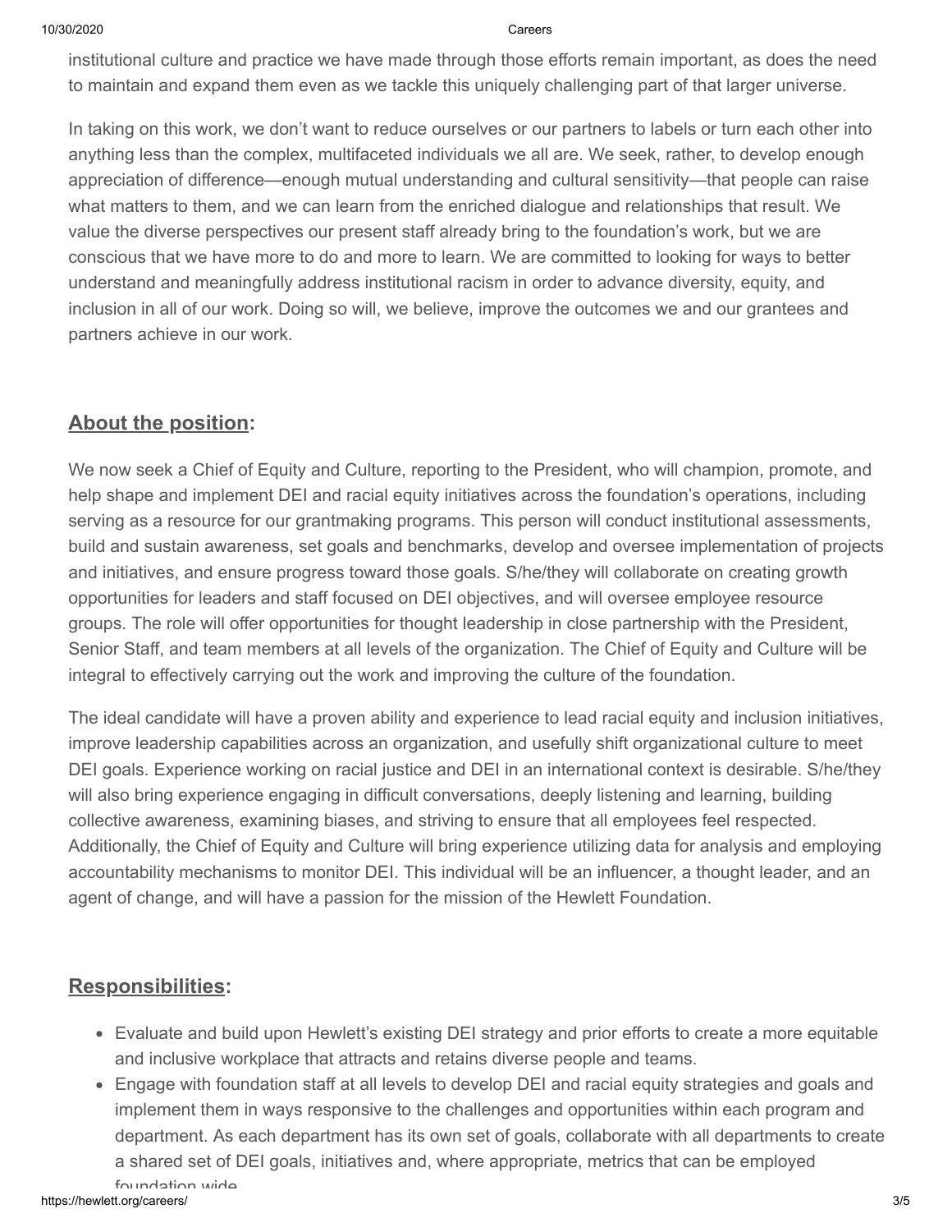institutional culture and practice we have made through those efforts remain important, as does the need to maintain and expand them even as we tackle this uniquely challenging part of that larger universe.

In taking on this work, we don't want to reduce ourselves or our partners to labels or turn each other into anything less than the complex, multifaceted individuals we all are. We seek, rather, to develop enough appreciation of difference—enough mutual understanding and cultural sensitivity—that people can raise what matters to them, and we can learn from the enriched dialogue and relationships that result. We value the diverse perspectives our present staff already bring to the foundation's work, but we are conscious that we have more to do and more to learn. We are committed to looking for ways to better understand and meaningfully address institutional racism in order to advance diversity, equity, and inclusion in all of our work. Doing so will, we believe, improve the outcomes we and our grantees and partners achieve in our work.

## About the position:

We now seek a Chief of Equity and Culture, reporting to the President, who will champion, promote, and help shape and implement DEI and racial equity initiatives across the foundation's operations, including serving as a resource for our grantmaking programs. This person will conduct institutional assessments, build and sustain awareness, set goals and benchmarks, develop and oversee implementation of projects and initiatives, and ensure progress toward those goals. S/he/they will collaborate on creating growth opportunities for leaders and staff focused on DEI objectives, and will oversee employee resource groups. The role will offer opportunities for thought leadership in close partnership with the President, Senior Staff, and team members at all levels of the organization. The Chief of Equity and Culture will be integral to effectively carrying out the work and improving the culture of the foundation.

The ideal candidate will have a proven ability and experience to lead racial equity and inclusion initiatives, improve leadership capabilities across an organization, and usefully shift organizational culture to meet DEI goals. Experience working on racial justice and DEI in an international context is desirable. S/he/they will also bring experience engaging in difficult conversations, deeply listening and learning, building collective awareness, examining biases, and striving to ensure that all employees feel respected. Additionally, the Chief of Equity and Culture will bring experience utilizing data for analysis and employing accountability mechanisms to monitor DEI. This individual will be an influencer, a thought leader, and an agent of change, and will have a passion for the mission of the Hewlett Foundation.

## Responsibilities:

- Evaluate and build upon Hewlett's existing DEI strategy and prior efforts to create a more equitable and inclusive workplace that attracts and retains diverse people and teams.
- Engage with foundation staff at all levels to develop DEI and racial equity strategies and goals and implement them in ways responsive to the challenges and opportunities within each program and department. As each department has its own set of goals, collaborate with all departments to create a shared set of DEI goals, initiatives and, where appropriate, metrics that can be employed foundation wide.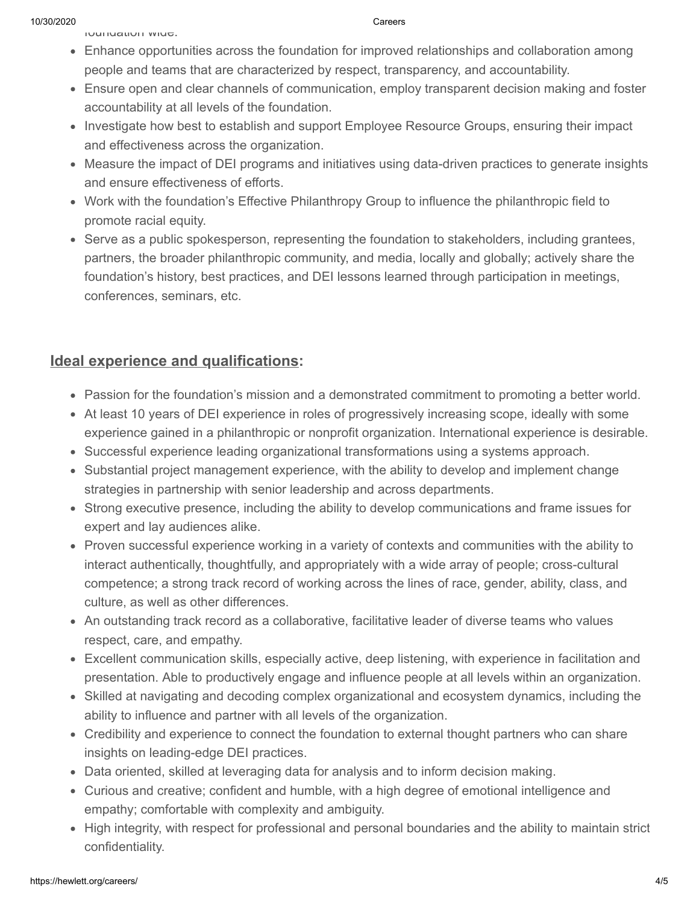foundation wide.

- Enhance opportunities across the foundation for improved relationships and collaboration among people and teams that are characterized by respect, transparency, and accountability.
- Ensure open and clear channels of communication, employ transparent decision making and foster accountability at all levels of the foundation.
- Investigate how best to establish and support Employee Resource Groups, ensuring their impact and effectiveness across the organization.
- Measure the impact of DEI programs and initiatives using data-driven practices to generate insights and ensure effectiveness of efforts.
- Work with the foundation's Effective Philanthropy Group to influence the philanthropic field to promote racial equity.
- Serve as a public spokesperson, representing the foundation to stakeholders, including grantees, partners, the broader philanthropic community, and media, locally and globally; actively share the foundation's history, best practices, and DEI lessons learned through participation in meetings, conferences, seminars, etc.

## Ideal experience and qualifications:

- Passion for the foundation's mission and a demonstrated commitment to promoting a better world.
- At least 10 years of DEI experience in roles of progressively increasing scope, ideally with some experience gained in a philanthropic or nonprofit organization. International experience is desirable.
- Successful experience leading organizational transformations using a systems approach.
- Substantial project management experience, with the ability to develop and implement change strategies in partnership with senior leadership and across departments.
- Strong executive presence, including the ability to develop communications and frame issues for expert and lay audiences alike.
- Proven successful experience working in a variety of contexts and communities with the ability to interact authentically, thoughtfully, and appropriately with a wide array of people; cross-cultural competence; a strong track record of working across the lines of race, gender, ability, class, and culture, as well as other differences.
- An outstanding track record as a collaborative, facilitative leader of diverse teams who values respect, care, and empathy.
- Excellent communication skills, especially active, deep listening, with experience in facilitation and presentation. Able to productively engage and influence people at all levels within an organization.
- Skilled at navigating and decoding complex organizational and ecosystem dynamics, including the ability to influence and partner with all levels of the organization.
- Credibility and experience to connect the foundation to external thought partners who can share insights on leading-edge DEI practices.
- Data oriented, skilled at leveraging data for analysis and to inform decision making.
- Curious and creative; confident and humble, with a high degree of emotional intelligence and empathy; comfortable with complexity and ambiguity.
- High integrity, with respect for professional and personal boundaries and the ability to maintain strict confidentiality.